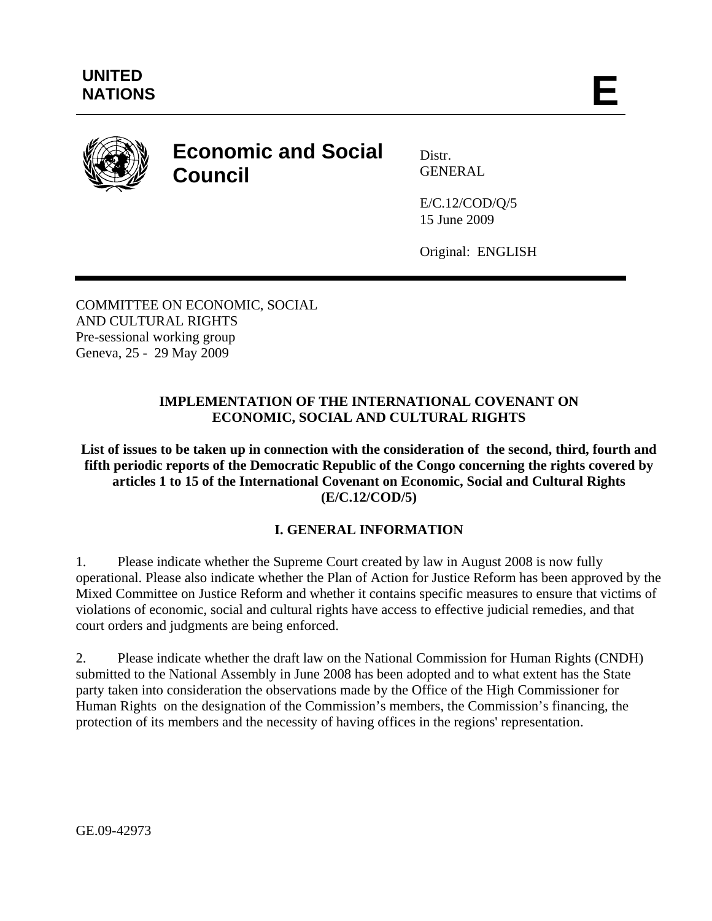UNITED NATIONS

E

# Economic and Social Council

Distr.
GENERAL

E/C.12/COD/Q/5
15 June 2009

Original: ENGLISH

COMMITTEE ON ECONOMIC, SOCIAL AND CULTURAL RIGHTS
Pre-sessional working group
Geneva, 25 - 29 May 2009

## IMPLEMENTATION OF THE INTERNATIONAL COVENANT ON ECONOMIC, SOCIAL AND CULTURAL RIGHTS

**List of issues to be taken up in connection with the consideration of the second, third, fourth and fifth periodic reports of the Democratic Republic of the Congo concerning the rights covered by articles 1 to 15 of the International Covenant on Economic, Social and Cultural Rights (E/C.12/COD/5)**

## I. GENERAL INFORMATION

1. Please indicate whether the Supreme Court created by law in August 2008 is now fully operational. Please also indicate whether the Plan of Action for Justice Reform has been approved by the Mixed Committee on Justice Reform and whether it contains specific measures to ensure that victims of violations of economic, social and cultural rights have access to effective judicial remedies, and that court orders and judgments are being enforced.

2. Please indicate whether the draft law on the National Commission for Human Rights (CNDH) submitted to the National Assembly in June 2008 has been adopted and to what extent has the State party taken into consideration the observations made by the Office of the High Commissioner for Human Rights on the designation of the Commission's members, the Commission's financing, the protection of its members and the necessity of having offices in the regions' representation.

GE.09-42973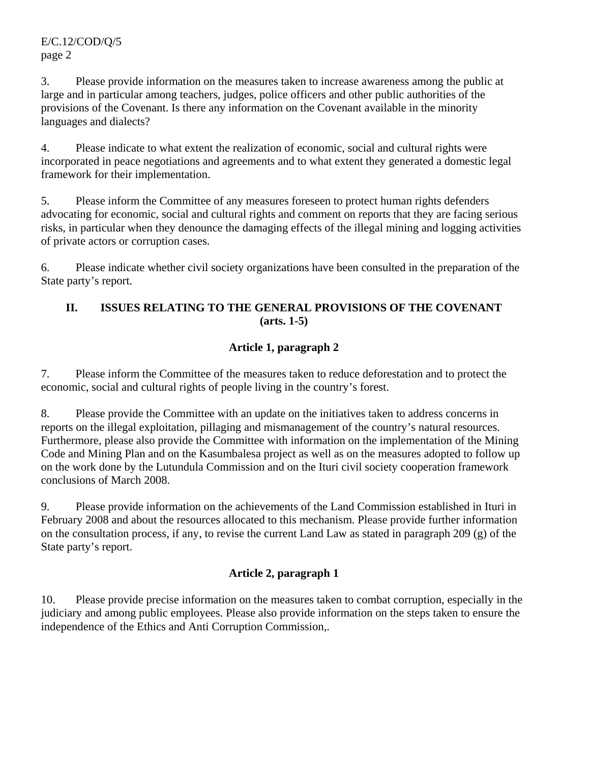3. Please provide information on the measures taken to increase awareness among the public at large and in particular among teachers, judges, police officers and other public authorities of the provisions of the Covenant. Is there any information on the Covenant available in the minority languages and dialects?

4. Please indicate to what extent the realization of economic, social and cultural rights were incorporated in peace negotiations and agreements and to what extent they generated a domestic legal framework for their implementation.

5. Please inform the Committee of any measures foreseen to protect human rights defenders advocating for economic, social and cultural rights and comment on reports that they are facing serious risks, in particular when they denounce the damaging effects of the illegal mining and logging activities of private actors or corruption cases.

6. Please indicate whether civil society organizations have been consulted in the preparation of the State party's report.

## II. ISSUES RELATING TO THE GENERAL PROVISIONS OF THE COVENANT (arts. 1-5)

### Article 1, paragraph 2

7. Please inform the Committee of the measures taken to reduce deforestation and to protect the economic, social and cultural rights of people living in the country's forest.

8. Please provide the Committee with an update on the initiatives taken to address concerns in reports on the illegal exploitation, pillaging and mismanagement of the country's natural resources. Furthermore, please also provide the Committee with information on the implementation of the Mining Code and Mining Plan and on the Kasumbalesa project as well as on the measures adopted to follow up on the work done by the Lutundula Commission and on the Ituri civil society cooperation framework conclusions of March 2008.

9. Please provide information on the achievements of the Land Commission established in Ituri in February 2008 and about the resources allocated to this mechanism. Please provide further information on the consultation process, if any, to revise the current Land Law as stated in paragraph 209 (g) of the State party's report.

### Article 2, paragraph 1

10. Please provide precise information on the measures taken to combat corruption, especially in the judiciary and among public employees. Please also provide information on the steps taken to ensure the independence of the Ethics and Anti Corruption Commission,.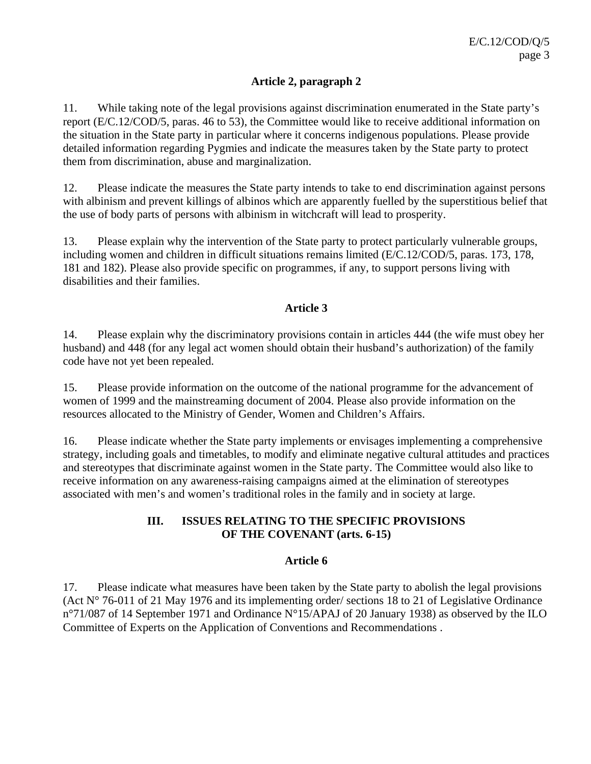### Article 2, paragraph 2

11. While taking note of the legal provisions against discrimination enumerated in the State party's report (E/C.12/COD/5, paras. 46 to 53), the Committee would like to receive additional information on the situation in the State party in particular where it concerns indigenous populations. Please provide detailed information regarding Pygmies and indicate the measures taken by the State party to protect them from discrimination, abuse and marginalization.

12. Please indicate the measures the State party intends to take to end discrimination against persons with albinism and prevent killings of albinos which are apparently fuelled by the superstitious belief that the use of body parts of persons with albinism in witchcraft will lead to prosperity.

13. Please explain why the intervention of the State party to protect particularly vulnerable groups, including women and children in difficult situations remains limited (E/C.12/COD/5, paras. 173, 178, 181 and 182). Please also provide specific on programmes, if any, to support persons living with disabilities and their families.

### Article 3

14. Please explain why the discriminatory provisions contain in articles 444 (the wife must obey her husband) and 448 (for any legal act women should obtain their husband's authorization) of the family code have not yet been repealed.

15. Please provide information on the outcome of the national programme for the advancement of women of 1999 and the mainstreaming document of 2004. Please also provide information on the resources allocated to the Ministry of Gender, Women and Children's Affairs.

16. Please indicate whether the State party implements or envisages implementing a comprehensive strategy, including goals and timetables, to modify and eliminate negative cultural attitudes and practices and stereotypes that discriminate against women in the State party. The Committee would also like to receive information on any awareness-raising campaigns aimed at the elimination of stereotypes associated with men's and women's traditional roles in the family and in society at large.

## III. ISSUES RELATING TO THE SPECIFIC PROVISIONS OF THE COVENANT (arts. 6-15)

### Article 6

17. Please indicate what measures have been taken by the State party to abolish the legal provisions (Act N° 76-011 of 21 May 1976 and its implementing order/ sections 18 to 21 of Legislative Ordinance n°71/087 of 14 September 1971 and Ordinance N°15/APAJ of 20 January 1938) as observed by the ILO Committee of Experts on the Application of Conventions and Recommendations .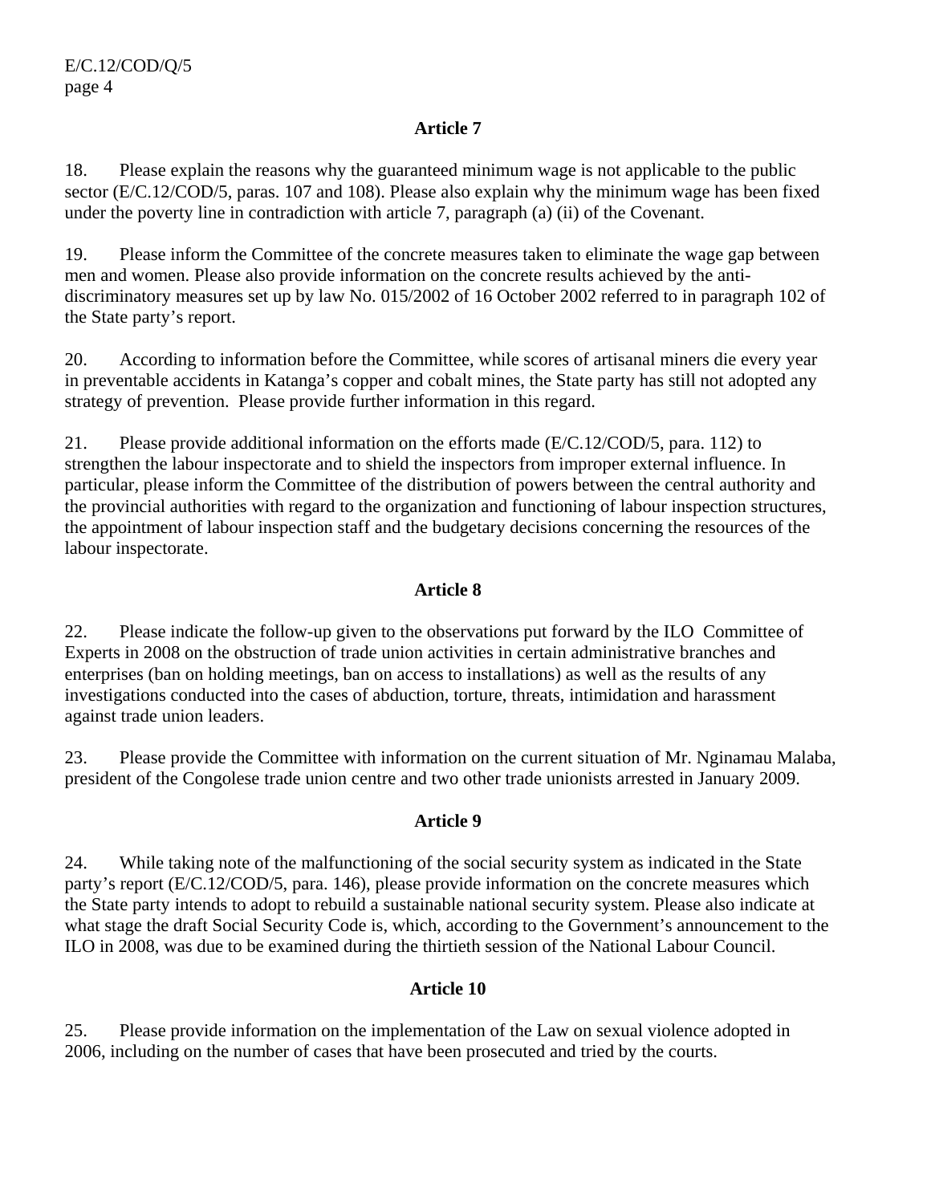### Article 7

18. Please explain the reasons why the guaranteed minimum wage is not applicable to the public sector (E/C.12/COD/5, paras. 107 and 108). Please also explain why the minimum wage has been fixed under the poverty line in contradiction with article 7, paragraph (a) (ii) of the Covenant.

19. Please inform the Committee of the concrete measures taken to eliminate the wage gap between men and women. Please also provide information on the concrete results achieved by the anti-discriminatory measures set up by law No. 015/2002 of 16 October 2002 referred to in paragraph 102 of the State party's report.

20. According to information before the Committee, while scores of artisanal miners die every year in preventable accidents in Katanga's copper and cobalt mines, the State party has still not adopted any strategy of prevention. Please provide further information in this regard.

21. Please provide additional information on the efforts made (E/C.12/COD/5, para. 112) to strengthen the labour inspectorate and to shield the inspectors from improper external influence. In particular, please inform the Committee of the distribution of powers between the central authority and the provincial authorities with regard to the organization and functioning of labour inspection structures, the appointment of labour inspection staff and the budgetary decisions concerning the resources of the labour inspectorate.

### Article 8

22. Please indicate the follow-up given to the observations put forward by the ILO Committee of Experts in 2008 on the obstruction of trade union activities in certain administrative branches and enterprises (ban on holding meetings, ban on access to installations) as well as the results of any investigations conducted into the cases of abduction, torture, threats, intimidation and harassment against trade union leaders.

23. Please provide the Committee with information on the current situation of Mr. Nginamau Malaba, president of the Congolese trade union centre and two other trade unionists arrested in January 2009.

### Article 9

24. While taking note of the malfunctioning of the social security system as indicated in the State party's report (E/C.12/COD/5, para. 146), please provide information on the concrete measures which the State party intends to adopt to rebuild a sustainable national security system. Please also indicate at what stage the draft Social Security Code is, which, according to the Government's announcement to the ILO in 2008, was due to be examined during the thirtieth session of the National Labour Council.

### Article 10

25. Please provide information on the implementation of the Law on sexual violence adopted in 2006, including on the number of cases that have been prosecuted and tried by the courts.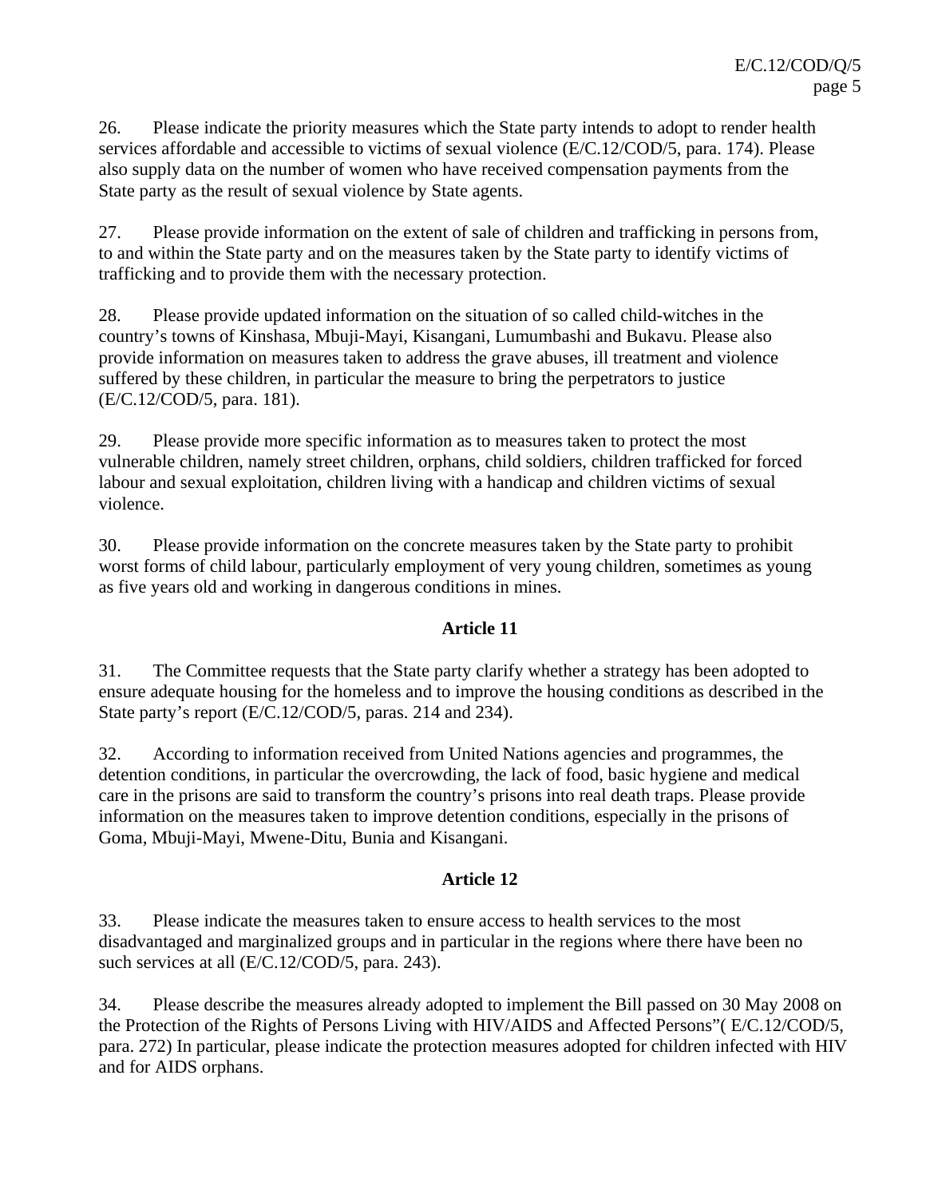26. Please indicate the priority measures which the State party intends to adopt to render health services affordable and accessible to victims of sexual violence (E/C.12/COD/5, para. 174). Please also supply data on the number of women who have received compensation payments from the State party as the result of sexual violence by State agents.

27. Please provide information on the extent of sale of children and trafficking in persons from, to and within the State party and on the measures taken by the State party to identify victims of trafficking and to provide them with the necessary protection.

28. Please provide updated information on the situation of so called child-witches in the country's towns of Kinshasa, Mbuji-Mayi, Kisangani, Lumumbashi and Bukavu. Please also provide information on measures taken to address the grave abuses, ill treatment and violence suffered by these children, in particular the measure to bring the perpetrators to justice (E/C.12/COD/5, para. 181).

29. Please provide more specific information as to measures taken to protect the most vulnerable children, namely street children, orphans, child soldiers, children trafficked for forced labour and sexual exploitation, children living with a handicap and children victims of sexual violence.

30. Please provide information on the concrete measures taken by the State party to prohibit worst forms of child labour, particularly employment of very young children, sometimes as young as five years old and working in dangerous conditions in mines.

## Article 11

31. The Committee requests that the State party clarify whether a strategy has been adopted to ensure adequate housing for the homeless and to improve the housing conditions as described in the State party's report (E/C.12/COD/5, paras. 214 and 234).

32. According to information received from United Nations agencies and programmes, the detention conditions, in particular the overcrowding, the lack of food, basic hygiene and medical care in the prisons are said to transform the country's prisons into real death traps. Please provide information on the measures taken to improve detention conditions, especially in the prisons of Goma, Mbuji-Mayi, Mwene-Ditu, Bunia and Kisangani.

## Article 12

33. Please indicate the measures taken to ensure access to health services to the most disadvantaged and marginalized groups and in particular in the regions where there have been no such services at all (E/C.12/COD/5, para. 243).

34. Please describe the measures already adopted to implement the Bill passed on 30 May 2008 on the Protection of the Rights of Persons Living with HIV/AIDS and Affected Persons"( E/C.12/COD/5, para. 272) In particular, please indicate the protection measures adopted for children infected with HIV and for AIDS orphans.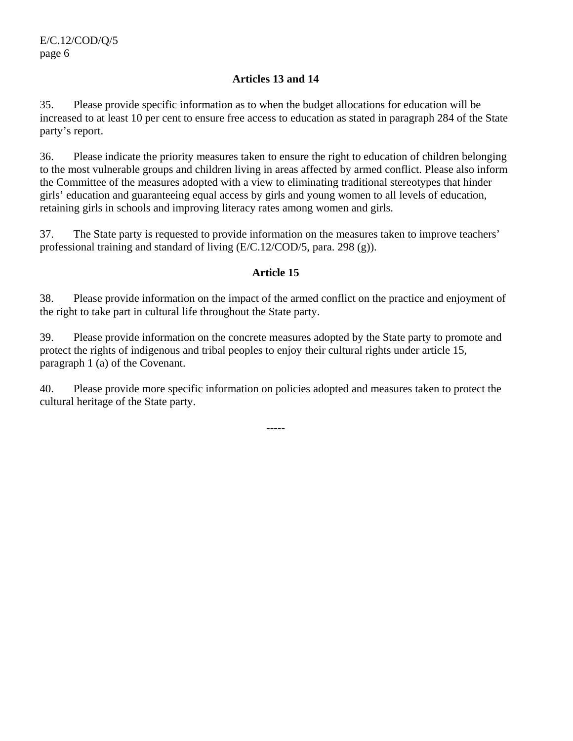### Articles 13 and 14

35. Please provide specific information as to when the budget allocations for education will be increased to at least 10 per cent to ensure free access to education as stated in paragraph 284 of the State party's report.

36. Please indicate the priority measures taken to ensure the right to education of children belonging to the most vulnerable groups and children living in areas affected by armed conflict. Please also inform the Committee of the measures adopted with a view to eliminating traditional stereotypes that hinder girls' education and guaranteeing equal access by girls and young women to all levels of education, retaining girls in schools and improving literacy rates among women and girls.

37. The State party is requested to provide information on the measures taken to improve teachers' professional training and standard of living (E/C.12/COD/5, para. 298 (g)).

### Article 15

38. Please provide information on the impact of the armed conflict on the practice and enjoyment of the right to take part in cultural life throughout the State party.

39. Please provide information on the concrete measures adopted by the State party to promote and protect the rights of indigenous and tribal peoples to enjoy their cultural rights under article 15, paragraph 1 (a) of the Covenant.

40. Please provide more specific information on policies adopted and measures taken to protect the cultural heritage of the State party.

-----